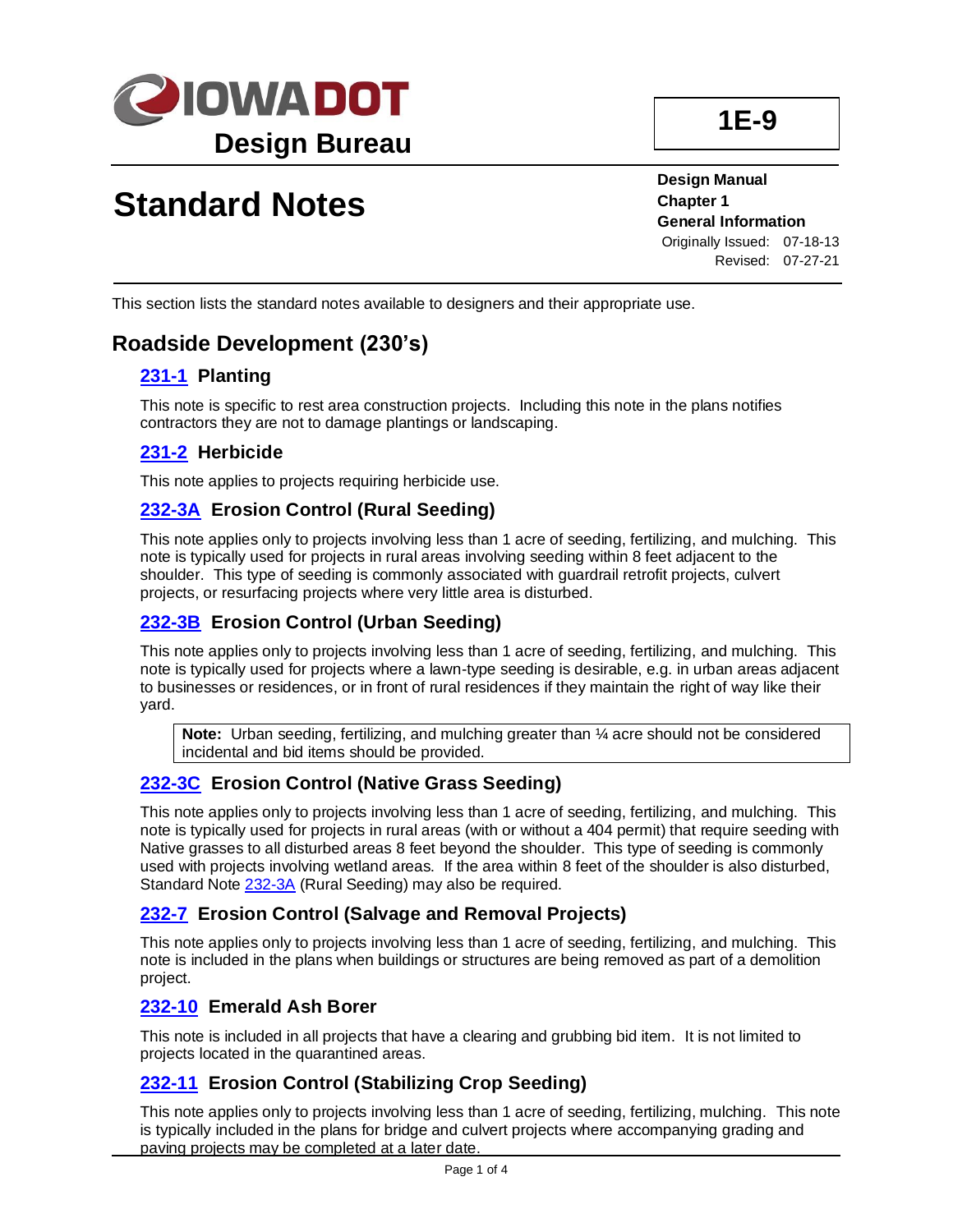# Iowa DOT Design Bureau

**1E-9**

# Standard Notes

**Design Manual**
**Chapter 1**
**General Information**
Originally Issued: 07-18-13
Revised: 07-27-21

This section lists the standard notes available to designers and their appropriate use.

## Roadside Development (230's)

### 231-1 Planting

This note is specific to rest area construction projects. Including this note in the plans notifies contractors they are not to damage plantings or landscaping.

### 231-2 Herbicide

This note applies to projects requiring herbicide use.

### 232-3A Erosion Control (Rural Seeding)

This note applies only to projects involving less than 1 acre of seeding, fertilizing, and mulching. This note is typically used for projects in rural areas involving seeding within 8 feet adjacent to the shoulder. This type of seeding is commonly associated with guardrail retrofit projects, culvert projects, or resurfacing projects where very little area is disturbed.

### 232-3B Erosion Control (Urban Seeding)

This note applies only to projects involving less than 1 acre of seeding, fertilizing, and mulching. This note is typically used for projects where a lawn-type seeding is desirable, e.g. in urban areas adjacent to businesses or residences, or in front of rural residences if they maintain the right of way like their yard.

> **Note:** Urban seeding, fertilizing, and mulching greater than ¼ acre should not be considered incidental and bid items should be provided.

### 232-3C Erosion Control (Native Grass Seeding)

This note applies only to projects involving less than 1 acre of seeding, fertilizing, and mulching. This note is typically used for projects in rural areas (with or without a 404 permit) that require seeding with Native grasses to all disturbed areas 8 feet beyond the shoulder. This type of seeding is commonly used with projects involving wetland areas. If the area within 8 feet of the shoulder is also disturbed, Standard Note 232-3A (Rural Seeding) may also be required.

### 232-7 Erosion Control (Salvage and Removal Projects)

This note applies only to projects involving less than 1 acre of seeding, fertilizing, and mulching. This note is included in the plans when buildings or structures are being removed as part of a demolition project.

### 232-10 Emerald Ash Borer

This note is included in all projects that have a clearing and grubbing bid item. It is not limited to projects located in the quarantined areas.

### 232-11 Erosion Control (Stabilizing Crop Seeding)

This note applies only to projects involving less than 1 acre of seeding, fertilizing, mulching. This note is typically included in the plans for bridge and culvert projects where accompanying grading and paving projects may be completed at a later date.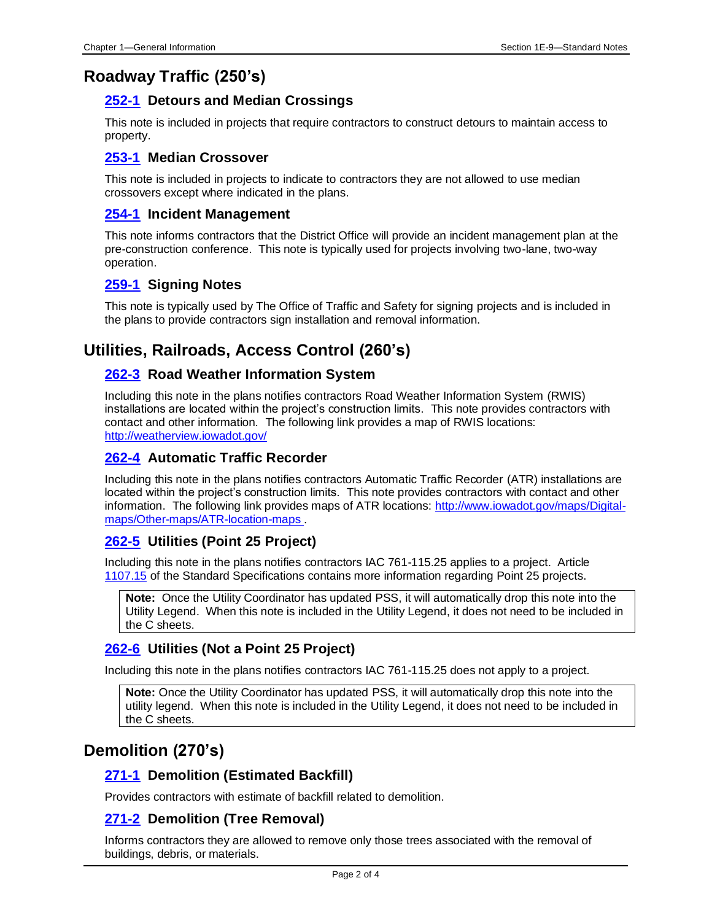## Roadway Traffic (250's)

### [252-1](#) Detours and Median Crossings

This note is included in projects that require contractors to construct detours to maintain access to property.

### [253-1](#) Median Crossover

This note is included in projects to indicate to contractors they are not allowed to use median crossovers except where indicated in the plans.

### [254-1](#) Incident Management

This note informs contractors that the District Office will provide an incident management plan at the pre-construction conference. This note is typically used for projects involving two-lane, two-way operation.

### [259-1](#) Signing Notes

This note is typically used by The Office of Traffic and Safety for signing projects and is included in the plans to provide contractors sign installation and removal information.

## Utilities, Railroads, Access Control (260's)

### [262-3](#) Road Weather Information System

Including this note in the plans notifies contractors Road Weather Information System (RWIS) installations are located within the project's construction limits. This note provides contractors with contact and other information. The following link provides a map of RWIS locations: [http://weatherview.iowadot.gov/](http://weatherview.iowadot.gov/)

### [262-4](#) Automatic Traffic Recorder

Including this note in the plans notifies contractors Automatic Traffic Recorder (ATR) installations are located within the project's construction limits. This note provides contractors with contact and other information. The following link provides maps of ATR locations: [http://www.iowadot.gov/maps/Digital-maps/Other-maps/ATR-location-maps](http://www.iowadot.gov/maps/Digital-maps/Other-maps/ATR-location-maps) .

### [262-5](#) Utilities (Point 25 Project)

Including this note in the plans notifies contractors IAC 761-115.25 applies to a project. Article [1107.15](#) of the Standard Specifications contains more information regarding Point 25 projects.

> **Note:** Once the Utility Coordinator has updated PSS, it will automatically drop this note into the Utility Legend. When this note is included in the Utility Legend, it does not need to be included in the C sheets.

### [262-6](#) Utilities (Not a Point 25 Project)

Including this note in the plans notifies contractors IAC 761-115.25 does not apply to a project.

> **Note:** Once the Utility Coordinator has updated PSS, it will automatically drop this note into the utility legend. When this note is included in the Utility Legend, it does not need to be included in the C sheets.

## Demolition (270's)

### [271-1](#) Demolition (Estimated Backfill)

Provides contractors with estimate of backfill related to demolition.

### [271-2](#) Demolition (Tree Removal)

Informs contractors they are allowed to remove only those trees associated with the removal of buildings, debris, or materials.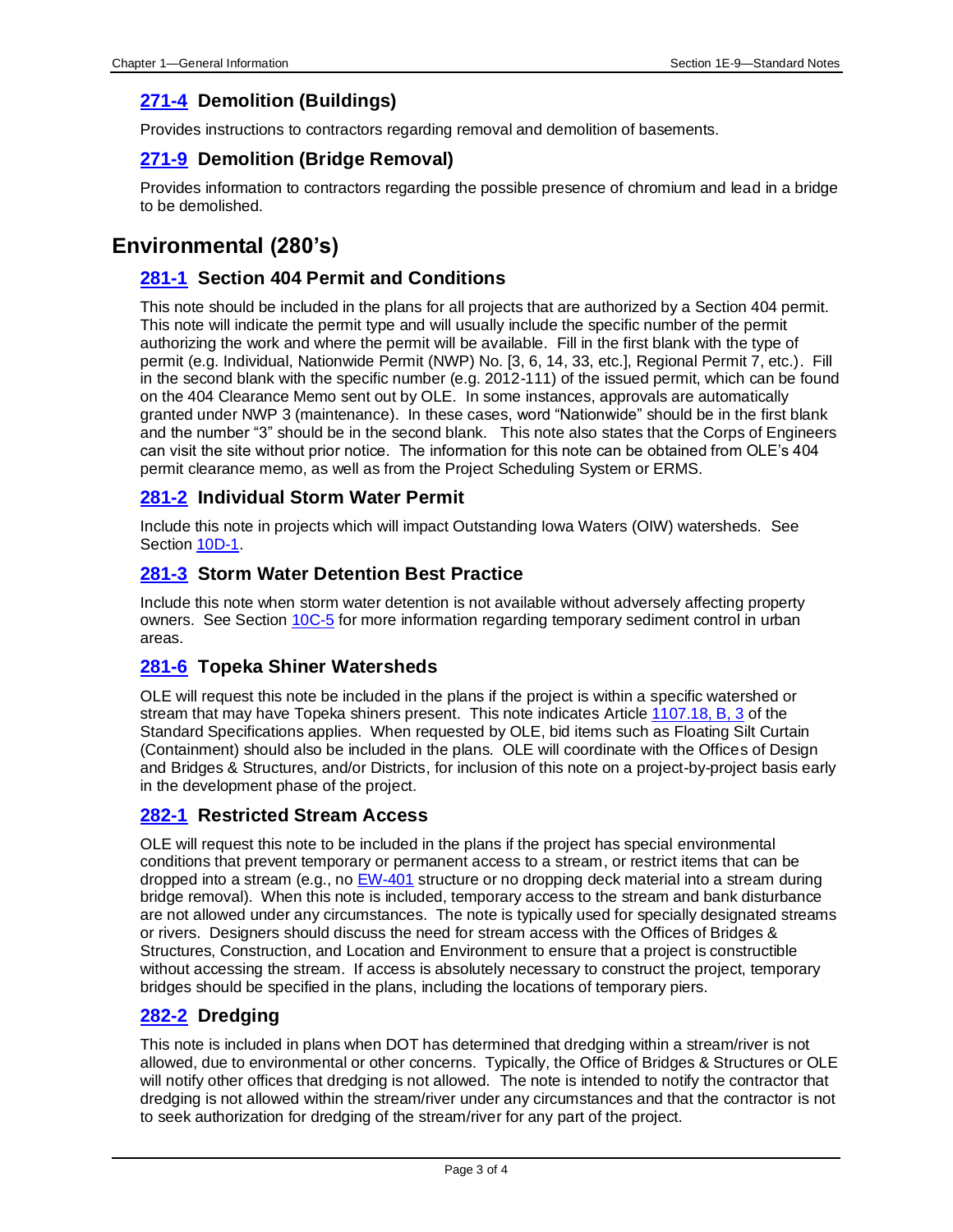### 271-4 Demolition (Buildings)

Provides instructions to contractors regarding removal and demolition of basements.

### 271-9 Demolition (Bridge Removal)

Provides information to contractors regarding the possible presence of chromium and lead in a bridge to be demolished.

## Environmental (280's)

### 281-1 Section 404 Permit and Conditions

This note should be included in the plans for all projects that are authorized by a Section 404 permit. This note will indicate the permit type and will usually include the specific number of the permit authorizing the work and where the permit will be available. Fill in the first blank with the type of permit (e.g. Individual, Nationwide Permit (NWP) No. [3, 6, 14, 33, etc.], Regional Permit 7, etc.). Fill in the second blank with the specific number (e.g. 2012-111) of the issued permit, which can be found on the 404 Clearance Memo sent out by OLE. In some instances, approvals are automatically granted under NWP 3 (maintenance). In these cases, word "Nationwide" should be in the first blank and the number "3" should be in the second blank. This note also states that the Corps of Engineers can visit the site without prior notice. The information for this note can be obtained from OLE's 404 permit clearance memo, as well as from the Project Scheduling System or ERMS.

### 281-2 Individual Storm Water Permit

Include this note in projects which will impact Outstanding Iowa Waters (OIW) watersheds. See Section 10D-1.

### 281-3 Storm Water Detention Best Practice

Include this note when storm water detention is not available without adversely affecting property owners. See Section 10C-5 for more information regarding temporary sediment control in urban areas.

### 281-6 Topeka Shiner Watersheds

OLE will request this note be included in the plans if the project is within a specific watershed or stream that may have Topeka shiners present. This note indicates Article 1107.18, B, 3 of the Standard Specifications applies. When requested by OLE, bid items such as Floating Silt Curtain (Containment) should also be included in the plans. OLE will coordinate with the Offices of Design and Bridges & Structures, and/or Districts, for inclusion of this note on a project-by-project basis early in the development phase of the project.

### 282-1 Restricted Stream Access

OLE will request this note to be included in the plans if the project has special environmental conditions that prevent temporary or permanent access to a stream, or restrict items that can be dropped into a stream (e.g., no EW-401 structure or no dropping deck material into a stream during bridge removal). When this note is included, temporary access to the stream and bank disturbance are not allowed under any circumstances. The note is typically used for specially designated streams or rivers. Designers should discuss the need for stream access with the Offices of Bridges & Structures, Construction, and Location and Environment to ensure that a project is constructible without accessing the stream. If access is absolutely necessary to construct the project, temporary bridges should be specified in the plans, including the locations of temporary piers.

### 282-2 Dredging

This note is included in plans when DOT has determined that dredging within a stream/river is not allowed, due to environmental or other concerns. Typically, the Office of Bridges & Structures or OLE will notify other offices that dredging is not allowed. The note is intended to notify the contractor that dredging is not allowed within the stream/river under any circumstances and that the contractor is not to seek authorization for dredging of the stream/river for any part of the project.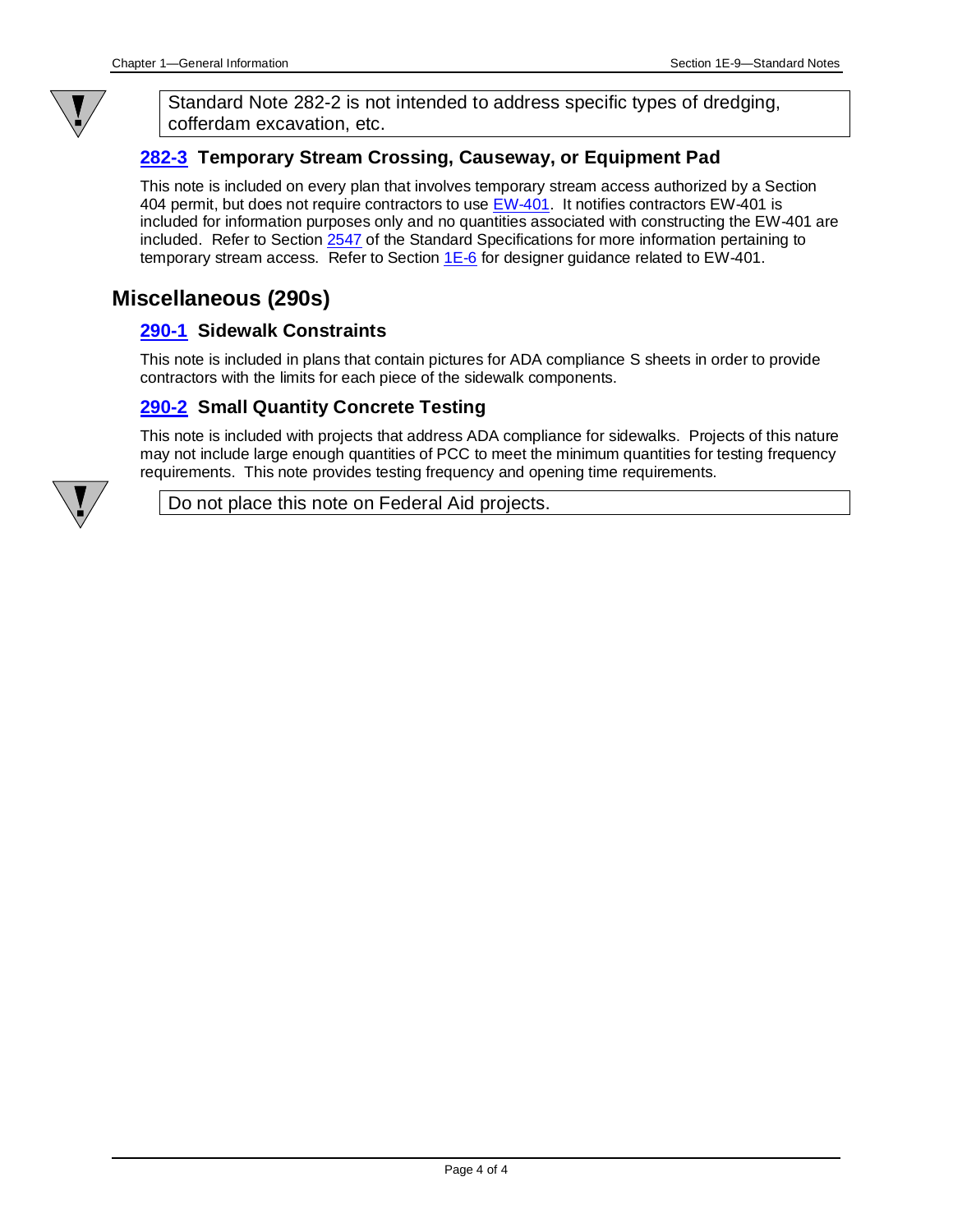> Standard Note 282-2 is not intended to address specific types of dredging, cofferdam excavation, etc.

### 282-3 Temporary Stream Crossing, Causeway, or Equipment Pad

This note is included on every plan that involves temporary stream access authorized by a Section 404 permit, but does not require contractors to use EW-401. It notifies contractors EW-401 is included for information purposes only and no quantities associated with constructing the EW-401 are included. Refer to Section 2547 of the Standard Specifications for more information pertaining to temporary stream access. Refer to Section 1E-6 for designer guidance related to EW-401.

## Miscellaneous (290s)

### 290-1 Sidewalk Constraints

This note is included in plans that contain pictures for ADA compliance S sheets in order to provide contractors with the limits for each piece of the sidewalk components.

### 290-2 Small Quantity Concrete Testing

This note is included with projects that address ADA compliance for sidewalks. Projects of this nature may not include large enough quantities of PCC to meet the minimum quantities for testing frequency requirements. This note provides testing frequency and opening time requirements.

> Do not place this note on Federal Aid projects.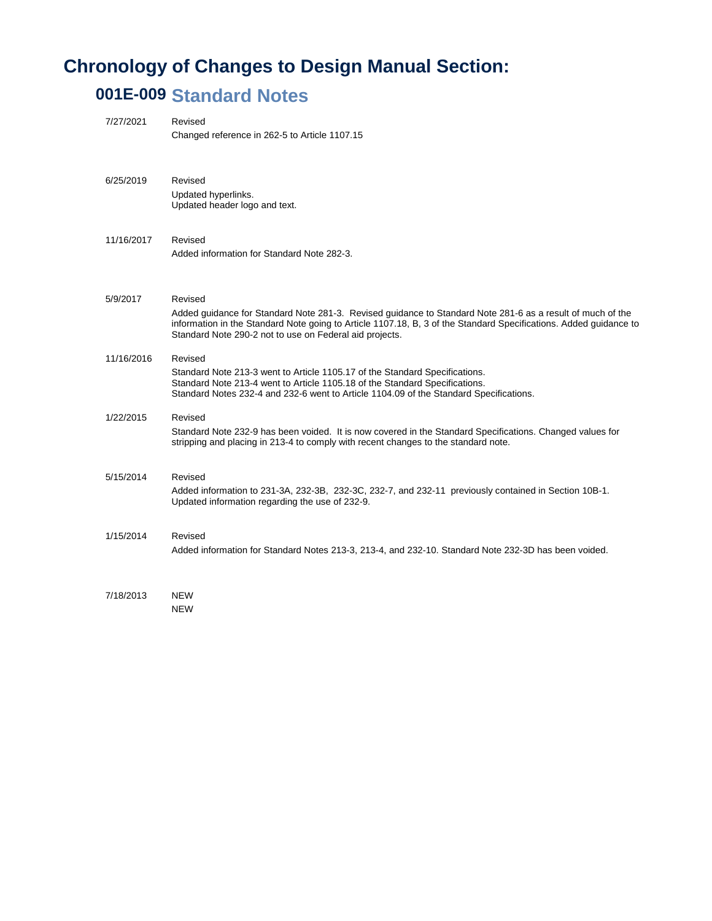# Chronology of Changes to Design Manual Section:

## 001E-009 Standard Notes

| | |
|---|---|
| 7/27/2021 | Revised<br>Changed reference in 262-5 to Article 1107.15 |
| 6/25/2019 | Revised<br>Updated hyperlinks.<br>Updated header logo and text. |
| 11/16/2017 | Revised<br>Added information for Standard Note 282-3. |
| 5/9/2017 | Revised<br>Added guidance for Standard Note 281-3. Revised guidance to Standard Note 281-6 as a result of much of the information in the Standard Note going to Article 1107.18, B, 3 of the Standard Specifications. Added guidance to Standard Note 290-2 not to use on Federal aid projects. |
| 11/16/2016 | Revised<br>Standard Note 213-3 went to Article 1105.17 of the Standard Specifications.<br>Standard Note 213-4 went to Article 1105.18 of the Standard Specifications.<br>Standard Notes 232-4 and 232-6 went to Article 1104.09 of the Standard Specifications. |
| 1/22/2015 | Revised<br>Standard Note 232-9 has been voided. It is now covered in the Standard Specifications. Changed values for stripping and placing in 213-4 to comply with recent changes to the standard note. |
| 5/15/2014 | Revised<br>Added information to 231-3A, 232-3B, 232-3C, 232-7, and 232-11 previously contained in Section 10B-1.<br>Updated information regarding the use of 232-9. |
| 1/15/2014 | Revised<br>Added information for Standard Notes 213-3, 213-4, and 232-10. Standard Note 232-3D has been voided. |
| 7/18/2013 | NEW<br>NEW |